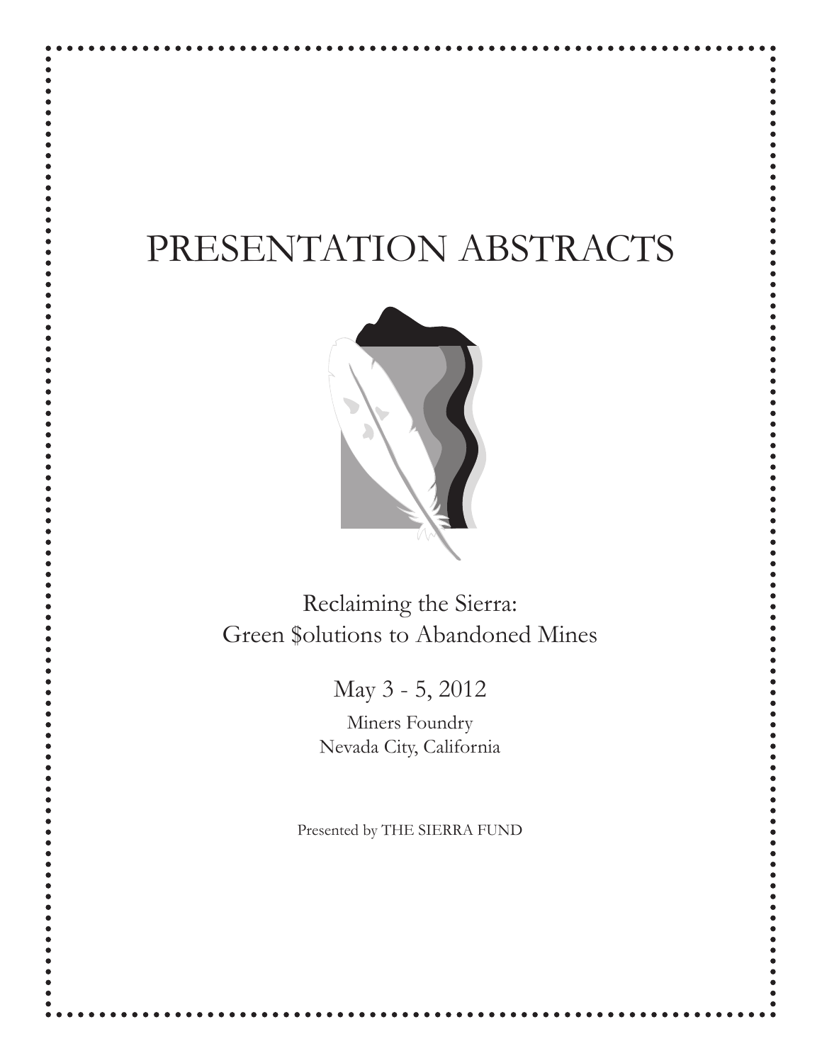# PRESENTATION ABSTRACTS

Reclaiming the Sierra:
Green $olutions to Abandoned Mines

May 3 - 5, 2012

Miners Foundry
Nevada City, California

Presented by THE SIERRA FUND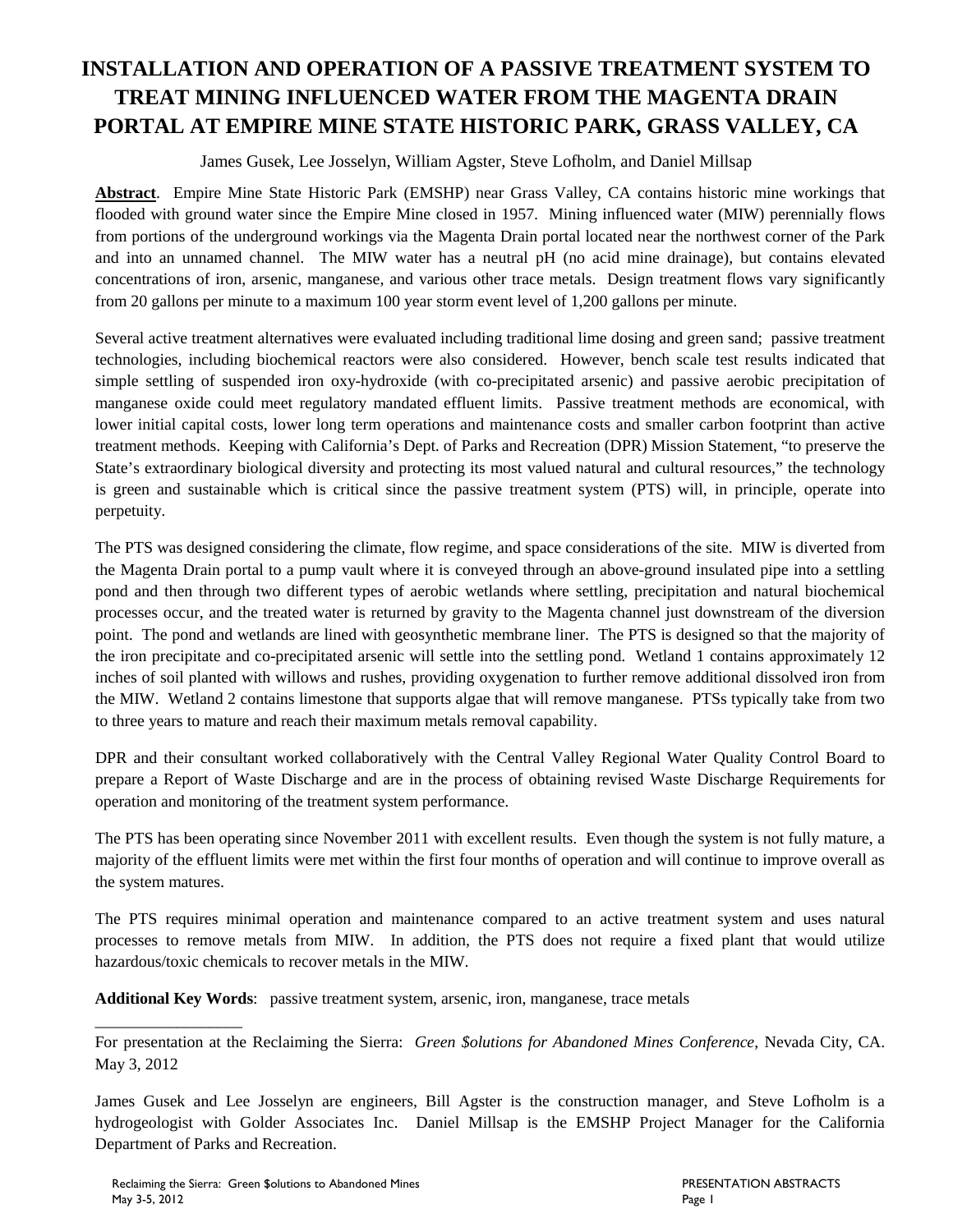# INSTALLATION AND OPERATION OF A PASSIVE TREATMENT SYSTEM TO TREAT MINING INFLUENCED WATER FROM THE MAGENTA DRAIN PORTAL AT EMPIRE MINE STATE HISTORIC PARK, GRASS VALLEY, CA

James Gusek, Lee Josselyn, William Agster, Steve Lofholm, and Daniel Millsap

**Abstract**. Empire Mine State Historic Park (EMSHP) near Grass Valley, CA contains historic mine workings that flooded with ground water since the Empire Mine closed in 1957. Mining influenced water (MIW) perennially flows from portions of the underground workings via the Magenta Drain portal located near the northwest corner of the Park and into an unnamed channel. The MIW water has a neutral pH (no acid mine drainage), but contains elevated concentrations of iron, arsenic, manganese, and various other trace metals. Design treatment flows vary significantly from 20 gallons per minute to a maximum 100 year storm event level of 1,200 gallons per minute.

Several active treatment alternatives were evaluated including traditional lime dosing and green sand; passive treatment technologies, including biochemical reactors were also considered. However, bench scale test results indicated that simple settling of suspended iron oxy-hydroxide (with co-precipitated arsenic) and passive aerobic precipitation of manganese oxide could meet regulatory mandated effluent limits. Passive treatment methods are economical, with lower initial capital costs, lower long term operations and maintenance costs and smaller carbon footprint than active treatment methods. Keeping with California's Dept. of Parks and Recreation (DPR) Mission Statement, "to preserve the State's extraordinary biological diversity and protecting its most valued natural and cultural resources," the technology is green and sustainable which is critical since the passive treatment system (PTS) will, in principle, operate into perpetuity.

The PTS was designed considering the climate, flow regime, and space considerations of the site. MIW is diverted from the Magenta Drain portal to a pump vault where it is conveyed through an above-ground insulated pipe into a settling pond and then through two different types of aerobic wetlands where settling, precipitation and natural biochemical processes occur, and the treated water is returned by gravity to the Magenta channel just downstream of the diversion point. The pond and wetlands are lined with geosynthetic membrane liner. The PTS is designed so that the majority of the iron precipitate and co-precipitated arsenic will settle into the settling pond. Wetland 1 contains approximately 12 inches of soil planted with willows and rushes, providing oxygenation to further remove additional dissolved iron from the MIW. Wetland 2 contains limestone that supports algae that will remove manganese. PTSs typically take from two to three years to mature and reach their maximum metals removal capability.

DPR and their consultant worked collaboratively with the Central Valley Regional Water Quality Control Board to prepare a Report of Waste Discharge and are in the process of obtaining revised Waste Discharge Requirements for operation and monitoring of the treatment system performance.

The PTS has been operating since November 2011 with excellent results. Even though the system is not fully mature, a majority of the effluent limits were met within the first four months of operation and will continue to improve overall as the system matures.

The PTS requires minimal operation and maintenance compared to an active treatment system and uses natural processes to remove metals from MIW. In addition, the PTS does not require a fixed plant that would utilize hazardous/toxic chemicals to recover metals in the MIW.

**Additional Key Words**: passive treatment system, arsenic, iron, manganese, trace metals

---

For presentation at the Reclaiming the Sierra: *Green $olutions for Abandoned Mines Conference*, Nevada City, CA. May 3, 2012

James Gusek and Lee Josselyn are engineers, Bill Agster is the construction manager, and Steve Lofholm is a hydrogeologist with Golder Associates Inc. Daniel Millsap is the EMSHP Project Manager for the California Department of Parks and Recreation.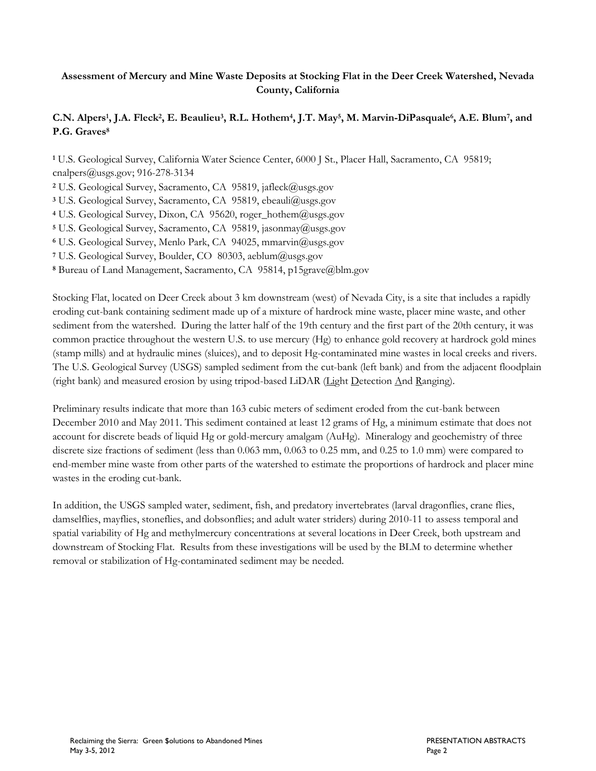**Assessment of Mercury and Mine Waste Deposits at Stocking Flat in the Deer Creek Watershed, Nevada County, California**

**C.N. Alpers[1], J.A. Fleck[2], E. Beaulieu[3], R.L. Hothem[4], J.T. May[5], M. Marvin-DiPasquale[6], A.E. Blum[7], and P.G. Graves[8]**

[1] U.S. Geological Survey, California Water Science Center, 6000 J St., Placer Hall, Sacramento, CA 95819; cnalpers@usgs.gov; 916-278-3134
[2] U.S. Geological Survey, Sacramento, CA 95819, jafleck@usgs.gov
[3] U.S. Geological Survey, Sacramento, CA 95819, ebeauli@usgs.gov
[4] U.S. Geological Survey, Dixon, CA 95620, roger_hothem@usgs.gov
[5] U.S. Geological Survey, Sacramento, CA 95819, jasonmay@usgs.gov
[6] U.S. Geological Survey, Menlo Park, CA 94025, mmarvin@usgs.gov
[7] U.S. Geological Survey, Boulder, CO 80303, aeblum@usgs.gov
[8] Bureau of Land Management, Sacramento, CA 95814, p15grave@blm.gov

Stocking Flat, located on Deer Creek about 3 km downstream (west) of Nevada City, is a site that includes a rapidly eroding cut-bank containing sediment made up of a mixture of hardrock mine waste, placer mine waste, and other sediment from the watershed. During the latter half of the 19th century and the first part of the 20th century, it was common practice throughout the western U.S. to use mercury (Hg) to enhance gold recovery at hardrock gold mines (stamp mills) and at hydraulic mines (sluices), and to deposit Hg-contaminated mine wastes in local creeks and rivers. The U.S. Geological Survey (USGS) sampled sediment from the cut-bank (left bank) and from the adjacent floodplain (right bank) and measured erosion by using tripod-based LiDAR (Light Detection And Ranging).

Preliminary results indicate that more than 163 cubic meters of sediment eroded from the cut-bank between December 2010 and May 2011. This sediment contained at least 12 grams of Hg, a minimum estimate that does not account for discrete beads of liquid Hg or gold-mercury amalgam (AuHg). Mineralogy and geochemistry of three discrete size fractions of sediment (less than 0.063 mm, 0.063 to 0.25 mm, and 0.25 to 1.0 mm) were compared to end-member mine waste from other parts of the watershed to estimate the proportions of hardrock and placer mine wastes in the eroding cut-bank.

In addition, the USGS sampled water, sediment, fish, and predatory invertebrates (larval dragonflies, crane flies, damselflies, mayflies, stoneflies, and dobsonflies; and adult water striders) during 2010-11 to assess temporal and spatial variability of Hg and methylmercury concentrations at several locations in Deer Creek, both upstream and downstream of Stocking Flat. Results from these investigations will be used by the BLM to determine whether removal or stabilization of Hg-contaminated sediment may be needed.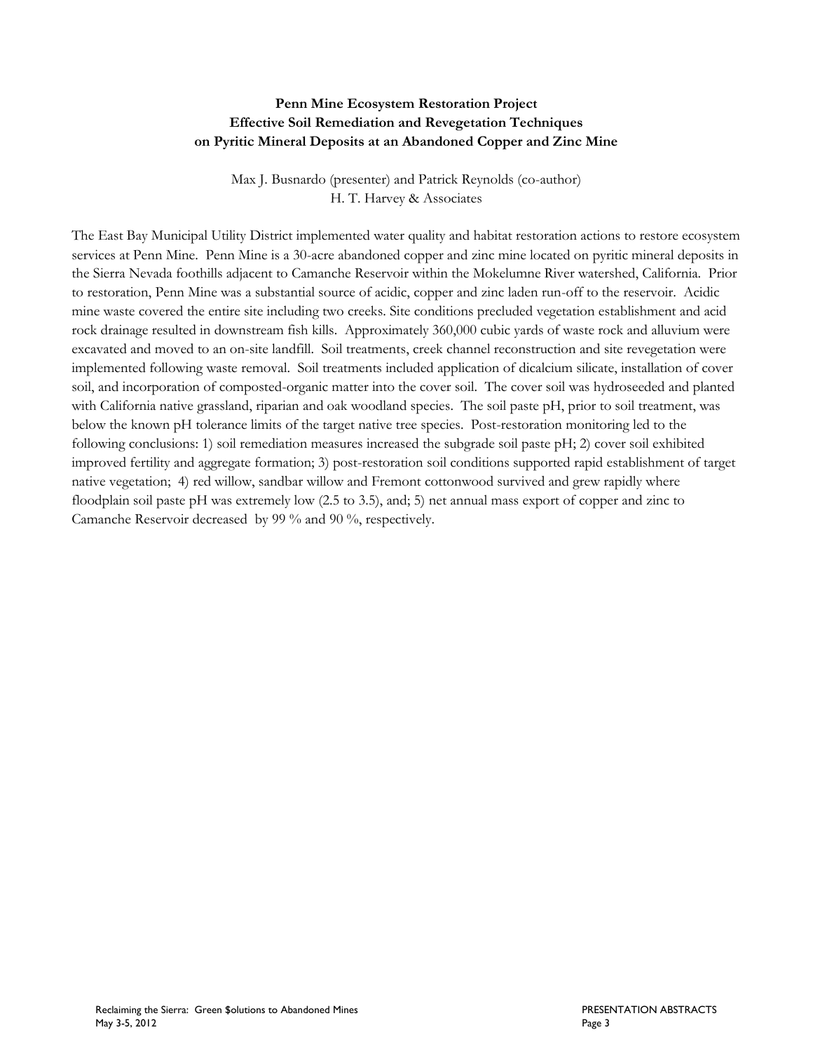# Penn Mine Ecosystem Restoration Project
# Effective Soil Remediation and Revegetation Techniques on Pyritic Mineral Deposits at an Abandoned Copper and Zinc Mine

Max J. Busnardo (presenter) and Patrick Reynolds (co-author)
H. T. Harvey & Associates

The East Bay Municipal Utility District implemented water quality and habitat restoration actions to restore ecosystem services at Penn Mine. Penn Mine is a 30-acre abandoned copper and zinc mine located on pyritic mineral deposits in the Sierra Nevada foothills adjacent to Camanche Reservoir within the Mokelumne River watershed, California. Prior to restoration, Penn Mine was a substantial source of acidic, copper and zinc laden run-off to the reservoir. Acidic mine waste covered the entire site including two creeks. Site conditions precluded vegetation establishment and acid rock drainage resulted in downstream fish kills. Approximately 360,000 cubic yards of waste rock and alluvium were excavated and moved to an on-site landfill. Soil treatments, creek channel reconstruction and site revegetation were implemented following waste removal. Soil treatments included application of dicalcium silicate, installation of cover soil, and incorporation of composted-organic matter into the cover soil. The cover soil was hydroseeded and planted with California native grassland, riparian and oak woodland species. The soil paste pH, prior to soil treatment, was below the known pH tolerance limits of the target native tree species. Post-restoration monitoring led to the following conclusions: 1) soil remediation measures increased the subgrade soil paste pH; 2) cover soil exhibited improved fertility and aggregate formation; 3) post-restoration soil conditions supported rapid establishment of target native vegetation; 4) red willow, sandbar willow and Fremont cottonwood survived and grew rapidly where floodplain soil paste pH was extremely low (2.5 to 3.5), and; 5) net annual mass export of copper and zinc to Camanche Reservoir decreased by 99 % and 90 %, respectively.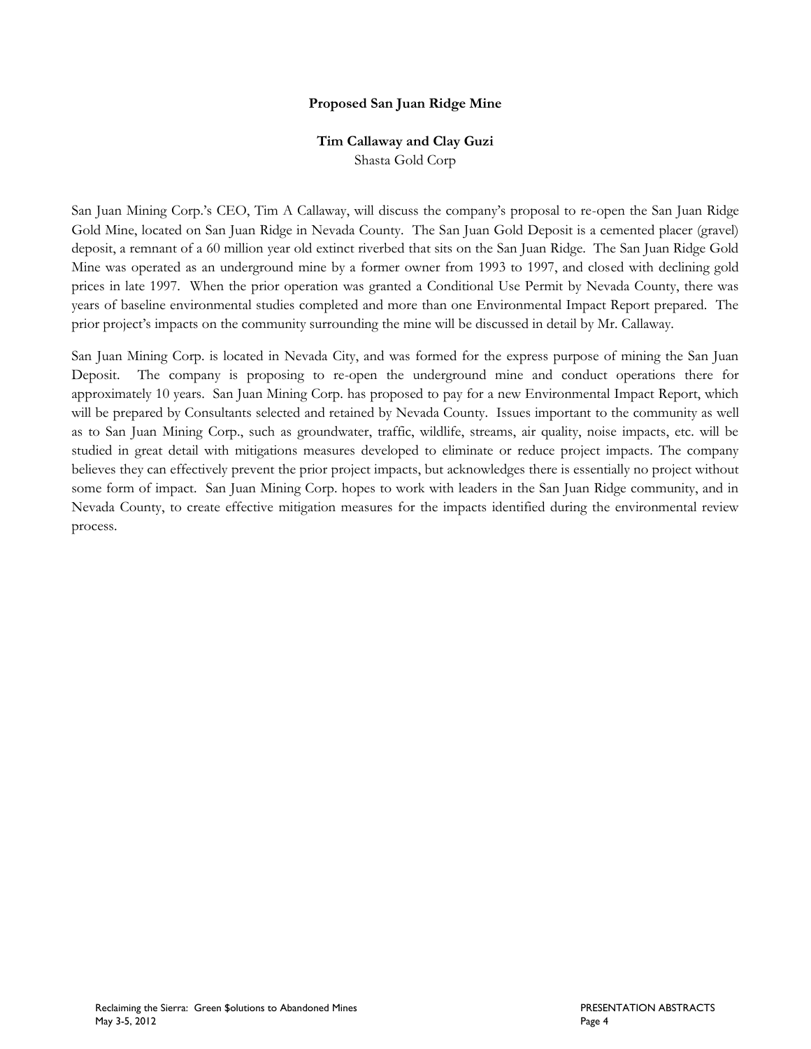**Proposed San Juan Ridge Mine**

**Tim Callaway and Clay Guzi**
Shasta Gold Corp

San Juan Mining Corp.'s CEO, Tim A Callaway, will discuss the company's proposal to re-open the San Juan Ridge Gold Mine, located on San Juan Ridge in Nevada County. The San Juan Gold Deposit is a cemented placer (gravel) deposit, a remnant of a 60 million year old extinct riverbed that sits on the San Juan Ridge. The San Juan Ridge Gold Mine was operated as an underground mine by a former owner from 1993 to 1997, and closed with declining gold prices in late 1997. When the prior operation was granted a Conditional Use Permit by Nevada County, there was years of baseline environmental studies completed and more than one Environmental Impact Report prepared. The prior project's impacts on the community surrounding the mine will be discussed in detail by Mr. Callaway.

San Juan Mining Corp. is located in Nevada City, and was formed for the express purpose of mining the San Juan Deposit. The company is proposing to re-open the underground mine and conduct operations there for approximately 10 years. San Juan Mining Corp. has proposed to pay for a new Environmental Impact Report, which will be prepared by Consultants selected and retained by Nevada County. Issues important to the community as well as to San Juan Mining Corp., such as groundwater, traffic, wildlife, streams, air quality, noise impacts, etc. will be studied in great detail with mitigations measures developed to eliminate or reduce project impacts. The company believes they can effectively prevent the prior project impacts, but acknowledges there is essentially no project without some form of impact. San Juan Mining Corp. hopes to work with leaders in the San Juan Ridge community, and in Nevada County, to create effective mitigation measures for the impacts identified during the environmental review process.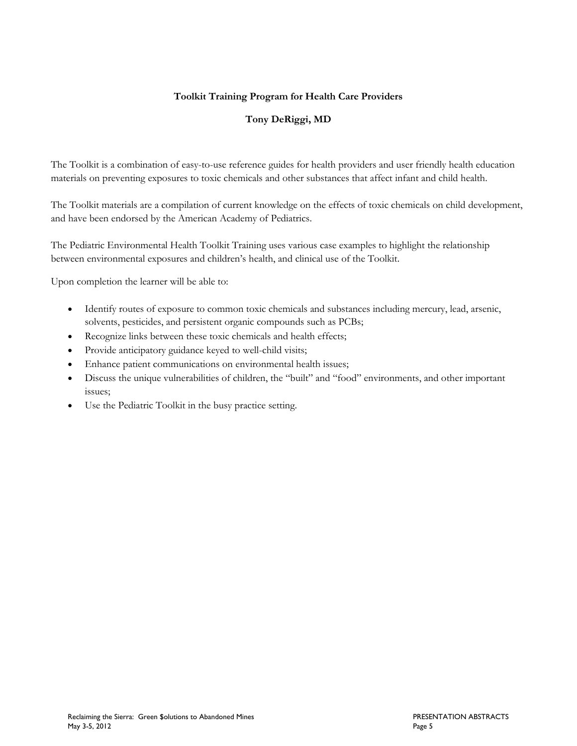## Toolkit Training Program for Health Care Providers

### Tony DeRiggi, MD

The Toolkit is a combination of easy-to-use reference guides for health providers and user friendly health education materials on preventing exposures to toxic chemicals and other substances that affect infant and child health.

The Toolkit materials are a compilation of current knowledge on the effects of toxic chemicals on child development, and have been endorsed by the American Academy of Pediatrics.

The Pediatric Environmental Health Toolkit Training uses various case examples to highlight the relationship between environmental exposures and children's health, and clinical use of the Toolkit.

Upon completion the learner will be able to:

- Identify routes of exposure to common toxic chemicals and substances including mercury, lead, arsenic, solvents, pesticides, and persistent organic compounds such as PCBs;
- Recognize links between these toxic chemicals and health effects;
- Provide anticipatory guidance keyed to well-child visits;
- Enhance patient communications on environmental health issues;
- Discuss the unique vulnerabilities of children, the "built" and "food" environments, and other important issues;
- Use the Pediatric Toolkit in the busy practice setting.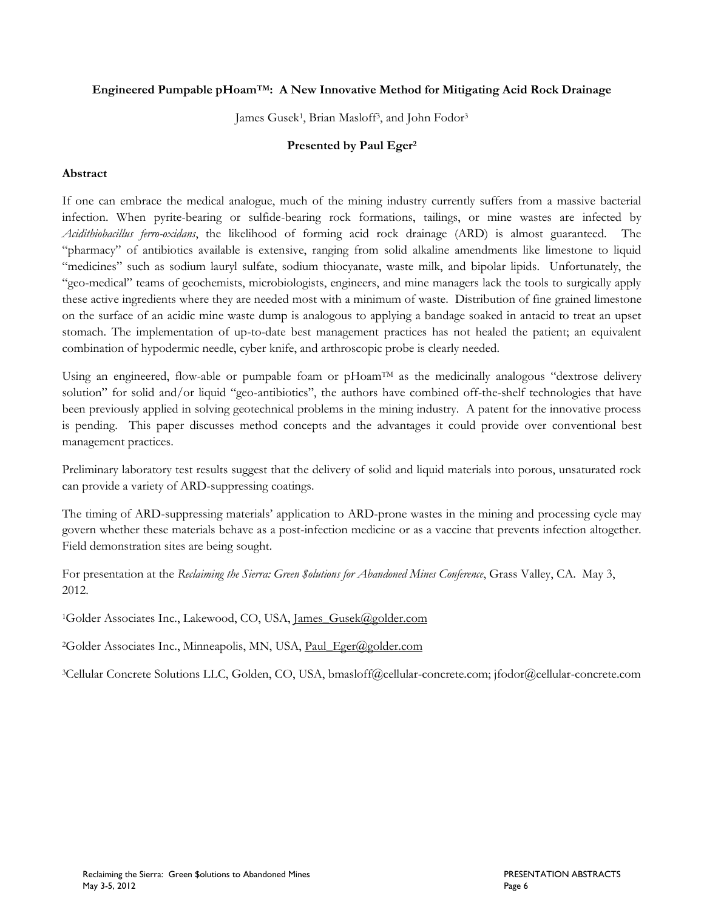**Engineered Pumpable pHoam™: A New Innovative Method for Mitigating Acid Rock Drainage**

James Gusek[1], Brian Masloff[3], and John Fodor[3]

**Presented by Paul Eger[2]**

**Abstract**

If one can embrace the medical analogue, much of the mining industry currently suffers from a massive bacterial infection. When pyrite-bearing or sulfide-bearing rock formations, tailings, or mine wastes are infected by *Acidithiobacillus ferro-oxidans*, the likelihood of forming acid rock drainage (ARD) is almost guaranteed. The "pharmacy" of antibiotics available is extensive, ranging from solid alkaline amendments like limestone to liquid "medicines" such as sodium lauryl sulfate, sodium thiocyanate, waste milk, and bipolar lipids. Unfortunately, the "geo-medical" teams of geochemists, microbiologists, engineers, and mine managers lack the tools to surgically apply these active ingredients where they are needed most with a minimum of waste. Distribution of fine grained limestone on the surface of an acidic mine waste dump is analogous to applying a bandage soaked in antacid to treat an upset stomach. The implementation of up-to-date best management practices has not healed the patient; an equivalent combination of hypodermic needle, cyber knife, and arthroscopic probe is clearly needed.

Using an engineered, flow-able or pumpable foam or pHoam™ as the medicinally analogous "dextrose delivery solution" for solid and/or liquid "geo-antibiotics", the authors have combined off-the-shelf technologies that have been previously applied in solving geotechnical problems in the mining industry. A patent for the innovative process is pending. This paper discusses method concepts and the advantages it could provide over conventional best management practices.

Preliminary laboratory test results suggest that the delivery of solid and liquid materials into porous, unsaturated rock can provide a variety of ARD-suppressing coatings.

The timing of ARD-suppressing materials' application to ARD-prone wastes in the mining and processing cycle may govern whether these materials behave as a post-infection medicine or as a vaccine that prevents infection altogether. Field demonstration sites are being sought.

For presentation at the *Reclaiming the Sierra: Green $olutions for Abandoned Mines Conference*, Grass Valley, CA. May 3, 2012.

[1]Golder Associates Inc., Lakewood, CO, USA, James_Gusek@golder.com

[2]Golder Associates Inc., Minneapolis, MN, USA, Paul_Eger@golder.com

[3]Cellular Concrete Solutions LLC, Golden, CO, USA, bmasloff@cellular-concrete.com; jfodor@cellular-concrete.com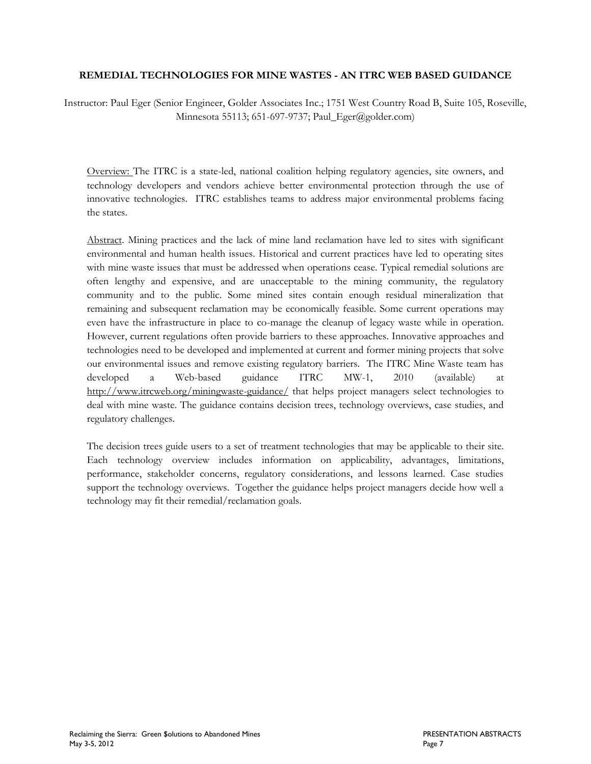**REMEDIAL TECHNOLOGIES FOR MINE WASTES - AN ITRC WEB BASED GUIDANCE**

Instructor: Paul Eger (Senior Engineer, Golder Associates Inc.; 1751 West Country Road B, Suite 105, Roseville, Minnesota 55113; 651-697-9737; Paul_Eger@golder.com)

Overview: The ITRC is a state-led, national coalition helping regulatory agencies, site owners, and technology developers and vendors achieve better environmental protection through the use of innovative technologies. ITRC establishes teams to address major environmental problems facing the states.

Abstract. Mining practices and the lack of mine land reclamation have led to sites with significant environmental and human health issues. Historical and current practices have led to operating sites with mine waste issues that must be addressed when operations cease. Typical remedial solutions are often lengthy and expensive, and are unacceptable to the mining community, the regulatory community and to the public. Some mined sites contain enough residual mineralization that remaining and subsequent reclamation may be economically feasible. Some current operations may even have the infrastructure in place to co-manage the cleanup of legacy waste while in operation. However, current regulations often provide barriers to these approaches. Innovative approaches and technologies need to be developed and implemented at current and former mining projects that solve our environmental issues and remove existing regulatory barriers. The ITRC Mine Waste team has developed a Web-based guidance ITRC MW-1, 2010 (available) at http://www.itrcweb.org/miningwaste-guidance/ that helps project managers select technologies to deal with mine waste. The guidance contains decision trees, technology overviews, case studies, and regulatory challenges.

The decision trees guide users to a set of treatment technologies that may be applicable to their site. Each technology overview includes information on applicability, advantages, limitations, performance, stakeholder concerns, regulatory considerations, and lessons learned. Case studies support the technology overviews. Together the guidance helps project managers decide how well a technology may fit their remedial/reclamation goals.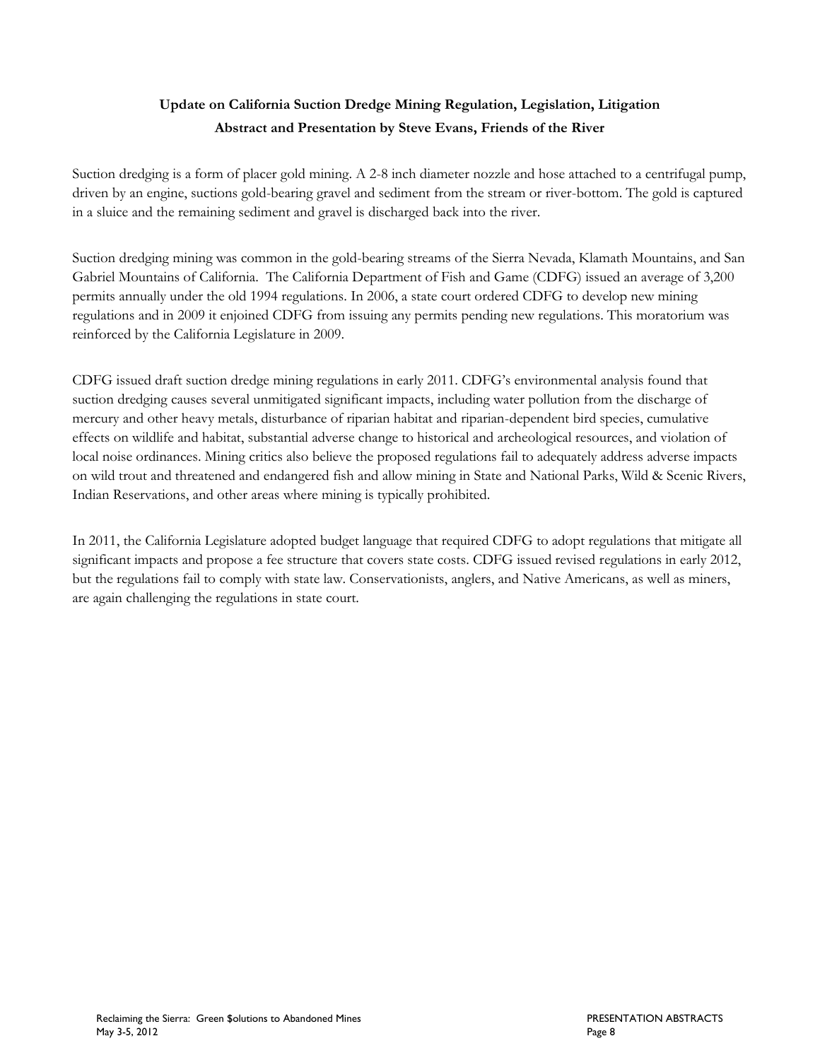## Update on California Suction Dredge Mining Regulation, Legislation, Litigation

**Abstract and Presentation by Steve Evans, Friends of the River**

Suction dredging is a form of placer gold mining. A 2-8 inch diameter nozzle and hose attached to a centrifugal pump, driven by an engine, suctions gold-bearing gravel and sediment from the stream or river-bottom. The gold is captured in a sluice and the remaining sediment and gravel is discharged back into the river.

Suction dredging mining was common in the gold-bearing streams of the Sierra Nevada, Klamath Mountains, and San Gabriel Mountains of California. The California Department of Fish and Game (CDFG) issued an average of 3,200 permits annually under the old 1994 regulations. In 2006, a state court ordered CDFG to develop new mining regulations and in 2009 it enjoined CDFG from issuing any permits pending new regulations. This moratorium was reinforced by the California Legislature in 2009.

CDFG issued draft suction dredge mining regulations in early 2011. CDFG's environmental analysis found that suction dredging causes several unmitigated significant impacts, including water pollution from the discharge of mercury and other heavy metals, disturbance of riparian habitat and riparian-dependent bird species, cumulative effects on wildlife and habitat, substantial adverse change to historical and archeological resources, and violation of local noise ordinances. Mining critics also believe the proposed regulations fail to adequately address adverse impacts on wild trout and threatened and endangered fish and allow mining in State and National Parks, Wild & Scenic Rivers, Indian Reservations, and other areas where mining is typically prohibited.

In 2011, the California Legislature adopted budget language that required CDFG to adopt regulations that mitigate all significant impacts and propose a fee structure that covers state costs. CDFG issued revised regulations in early 2012, but the regulations fail to comply with state law. Conservationists, anglers, and Native Americans, as well as miners, are again challenging the regulations in state court.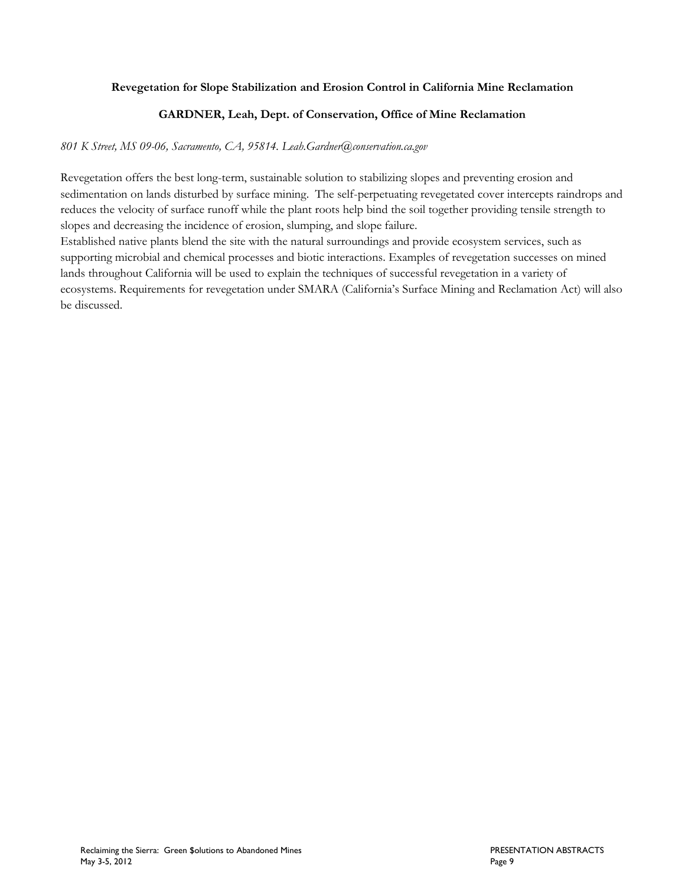**Revegetation for Slope Stabilization and Erosion Control in California Mine Reclamation**

**GARDNER, Leah, Dept. of Conservation, Office of Mine Reclamation**

*801 K Street, MS 09-06, Sacramento, CA, 95814. Leah.Gardner@conservation.ca.gov*

Revegetation offers the best long-term, sustainable solution to stabilizing slopes and preventing erosion and sedimentation on lands disturbed by surface mining. The self-perpetuating revegetated cover intercepts raindrops and reduces the velocity of surface runoff while the plant roots help bind the soil together providing tensile strength to slopes and decreasing the incidence of erosion, slumping, and slope failure.

Established native plants blend the site with the natural surroundings and provide ecosystem services, such as supporting microbial and chemical processes and biotic interactions. Examples of revegetation successes on mined lands throughout California will be used to explain the techniques of successful revegetation in a variety of ecosystems. Requirements for revegetation under SMARA (California's Surface Mining and Reclamation Act) will also be discussed.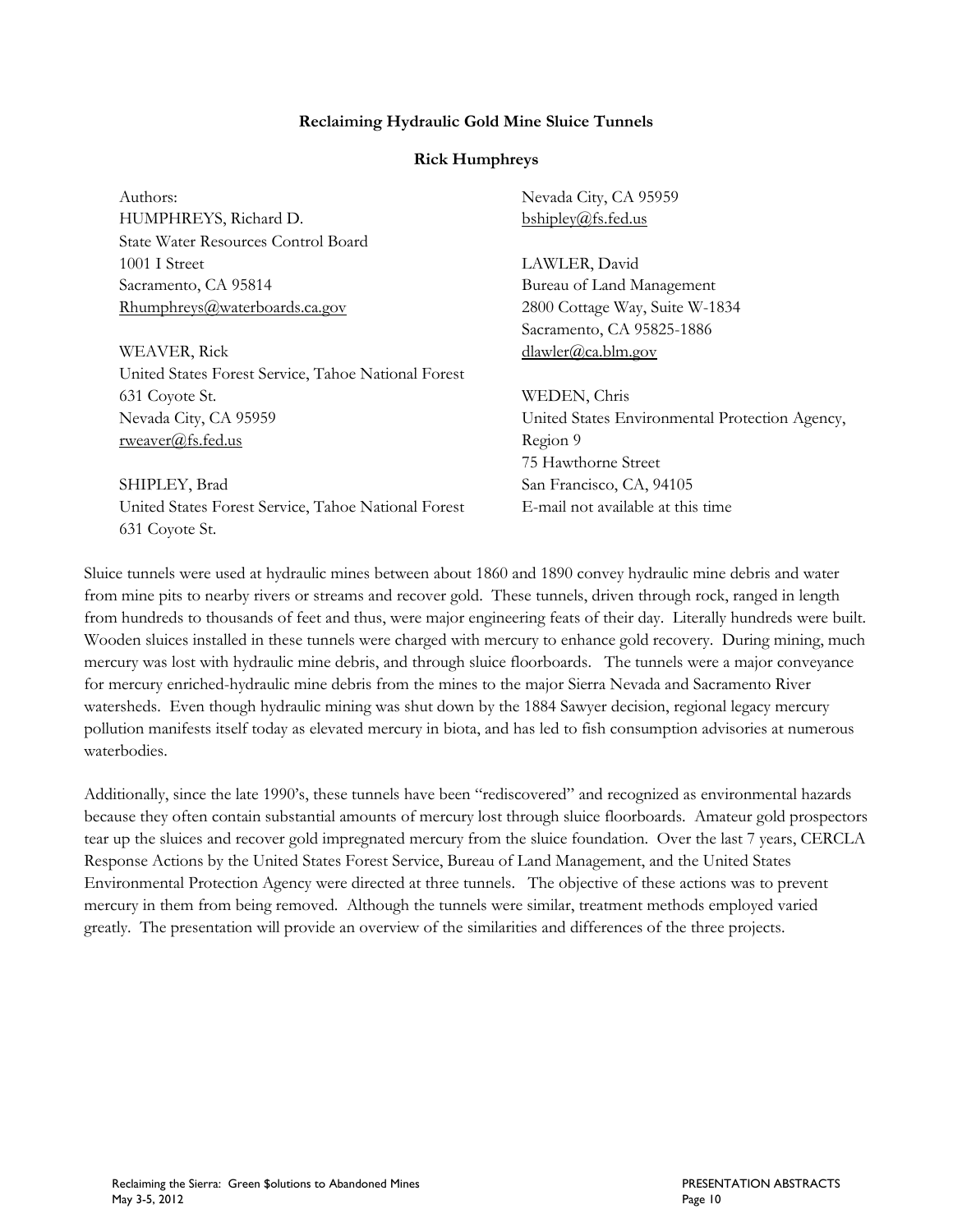**Reclaiming Hydraulic Gold Mine Sluice Tunnels**

**Rick Humphreys**

Authors:
HUMPHREYS, Richard D.
State Water Resources Control Board
1001 I Street
Sacramento, CA 95814
Rhumphreys@waterboards.ca.gov

WEAVER, Rick
United States Forest Service, Tahoe National Forest
631 Coyote St.
Nevada City, CA 95959
rweaver@fs.fed.us

SHIPLEY, Brad
United States Forest Service, Tahoe National Forest
631 Coyote St.
Nevada City, CA 95959
bshipley@fs.fed.us

LAWLER, David
Bureau of Land Management
2800 Cottage Way, Suite W-1834
Sacramento, CA 95825-1886
dlawler@ca.blm.gov

WEDEN, Chris
United States Environmental Protection Agency, Region 9
75 Hawthorne Street
San Francisco, CA, 94105
E-mail not available at this time

Sluice tunnels were used at hydraulic mines between about 1860 and 1890 convey hydraulic mine debris and water from mine pits to nearby rivers or streams and recover gold. These tunnels, driven through rock, ranged in length from hundreds to thousands of feet and thus, were major engineering feats of their day. Literally hundreds were built. Wooden sluices installed in these tunnels were charged with mercury to enhance gold recovery. During mining, much mercury was lost with hydraulic mine debris, and through sluice floorboards. The tunnels were a major conveyance for mercury enriched-hydraulic mine debris from the mines to the major Sierra Nevada and Sacramento River watersheds. Even though hydraulic mining was shut down by the 1884 Sawyer decision, regional legacy mercury pollution manifests itself today as elevated mercury in biota, and has led to fish consumption advisories at numerous waterbodies.

Additionally, since the late 1990's, these tunnels have been "rediscovered" and recognized as environmental hazards because they often contain substantial amounts of mercury lost through sluice floorboards. Amateur gold prospectors tear up the sluices and recover gold impregnated mercury from the sluice foundation. Over the last 7 years, CERCLA Response Actions by the United States Forest Service, Bureau of Land Management, and the United States Environmental Protection Agency were directed at three tunnels. The objective of these actions was to prevent mercury in them from being removed. Although the tunnels were similar, treatment methods employed varied greatly. The presentation will provide an overview of the similarities and differences of the three projects.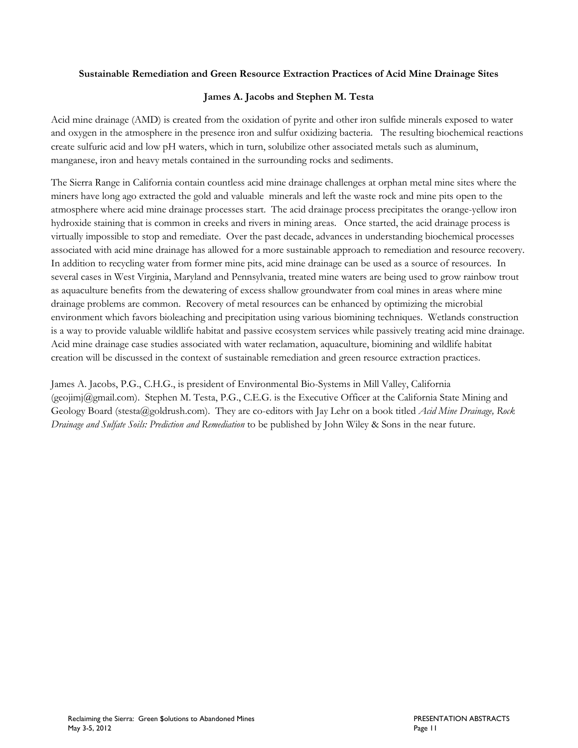**Sustainable Remediation and Green Resource Extraction Practices of Acid Mine Drainage Sites**

**James A. Jacobs and Stephen M. Testa**

Acid mine drainage (AMD) is created from the oxidation of pyrite and other iron sulfide minerals exposed to water and oxygen in the atmosphere in the presence iron and sulfur oxidizing bacteria. The resulting biochemical reactions create sulfuric acid and low pH waters, which in turn, solubilize other associated metals such as aluminum, manganese, iron and heavy metals contained in the surrounding rocks and sediments.

The Sierra Range in California contain countless acid mine drainage challenges at orphan metal mine sites where the miners have long ago extracted the gold and valuable minerals and left the waste rock and mine pits open to the atmosphere where acid mine drainage processes start. The acid drainage process precipitates the orange-yellow iron hydroxide staining that is common in creeks and rivers in mining areas. Once started, the acid drainage process is virtually impossible to stop and remediate. Over the past decade, advances in understanding biochemical processes associated with acid mine drainage has allowed for a more sustainable approach to remediation and resource recovery. In addition to recycling water from former mine pits, acid mine drainage can be used as a source of resources. In several cases in West Virginia, Maryland and Pennsylvania, treated mine waters are being used to grow rainbow trout as aquaculture benefits from the dewatering of excess shallow groundwater from coal mines in areas where mine drainage problems are common. Recovery of metal resources can be enhanced by optimizing the microbial environment which favors bioleaching and precipitation using various biomining techniques. Wetlands construction is a way to provide valuable wildlife habitat and passive ecosystem services while passively treating acid mine drainage. Acid mine drainage case studies associated with water reclamation, aquaculture, biomining and wildlife habitat creation will be discussed in the context of sustainable remediation and green resource extraction practices.

James A. Jacobs, P.G., C.H.G., is president of Environmental Bio-Systems in Mill Valley, California (geojimj@gmail.com). Stephen M. Testa, P.G., C.E.G. is the Executive Officer at the California State Mining and Geology Board (stesta@goldrush.com). They are co-editors with Jay Lehr on a book titled *Acid Mine Drainage, Rock Drainage and Sulfate Soils: Prediction and Remediation* to be published by John Wiley & Sons in the near future.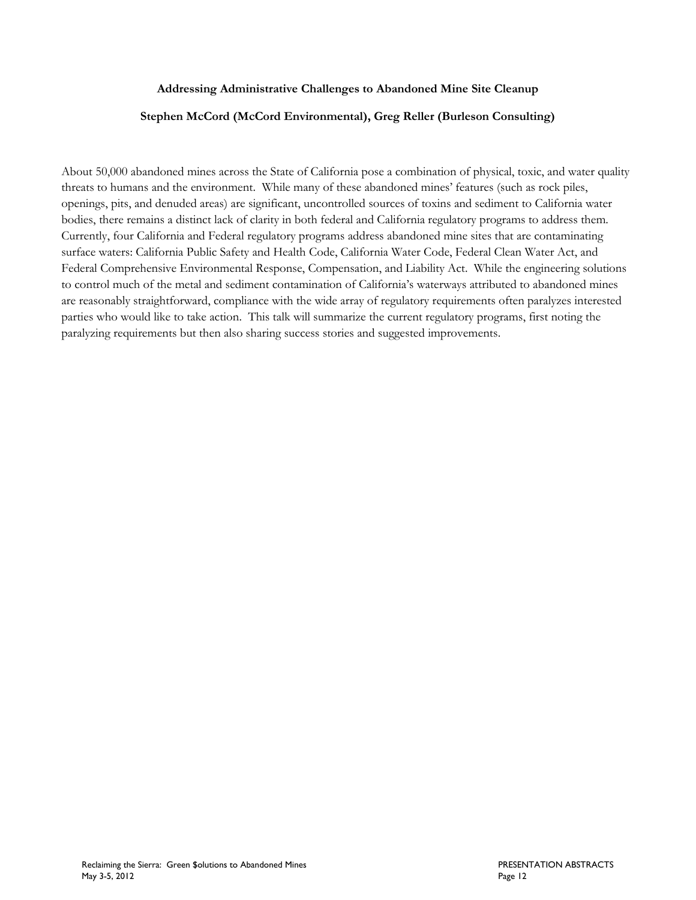## Addressing Administrative Challenges to Abandoned Mine Site Cleanup

**Stephen McCord (McCord Environmental), Greg Reller (Burleson Consulting)**

About 50,000 abandoned mines across the State of California pose a combination of physical, toxic, and water quality threats to humans and the environment. While many of these abandoned mines' features (such as rock piles, openings, pits, and denuded areas) are significant, uncontrolled sources of toxins and sediment to California water bodies, there remains a distinct lack of clarity in both federal and California regulatory programs to address them. Currently, four California and Federal regulatory programs address abandoned mine sites that are contaminating surface waters: California Public Safety and Health Code, California Water Code, Federal Clean Water Act, and Federal Comprehensive Environmental Response, Compensation, and Liability Act. While the engineering solutions to control much of the metal and sediment contamination of California's waterways attributed to abandoned mines are reasonably straightforward, compliance with the wide array of regulatory requirements often paralyzes interested parties who would like to take action. This talk will summarize the current regulatory programs, first noting the paralyzing requirements but then also sharing success stories and suggested improvements.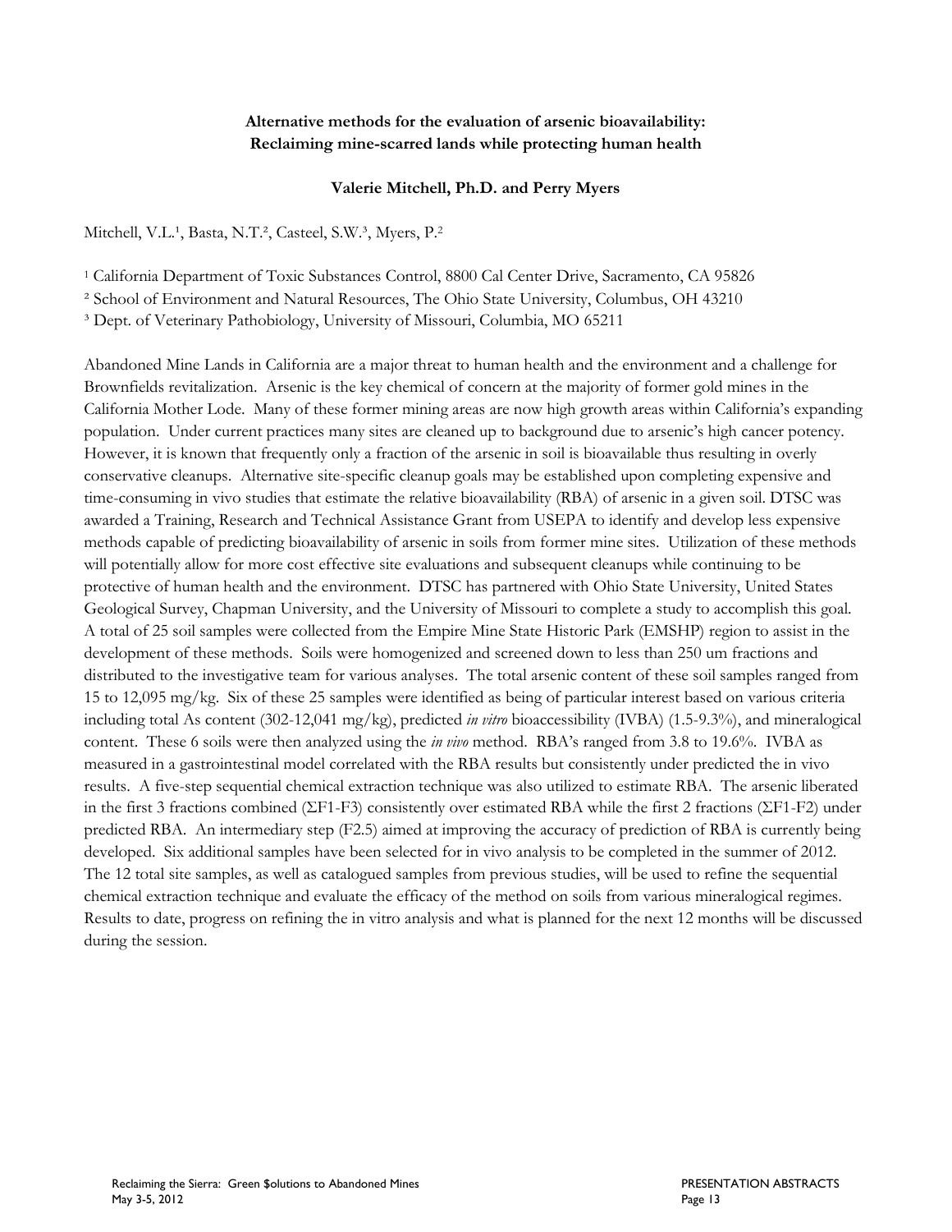**Alternative methods for the evaluation of arsenic bioavailability: Reclaiming mine-scarred lands while protecting human health**

**Valerie Mitchell, Ph.D. and Perry Myers**

Mitchell, V.L.[1], Basta, N.T.[2], Casteel, S.W.[3], Myers, P.[2]

[1] California Department of Toxic Substances Control, 8800 Cal Center Drive, Sacramento, CA 95826

[2] School of Environment and Natural Resources, The Ohio State University, Columbus, OH 43210

[3] Dept. of Veterinary Pathobiology, University of Missouri, Columbia, MO 65211

Abandoned Mine Lands in California are a major threat to human health and the environment and a challenge for Brownfields revitalization. Arsenic is the key chemical of concern at the majority of former gold mines in the California Mother Lode. Many of these former mining areas are now high growth areas within California's expanding population. Under current practices many sites are cleaned up to background due to arsenic's high cancer potency. However, it is known that frequently only a fraction of the arsenic in soil is bioavailable thus resulting in overly conservative cleanups. Alternative site-specific cleanup goals may be established upon completing expensive and time-consuming in vivo studies that estimate the relative bioavailability (RBA) of arsenic in a given soil. DTSC was awarded a Training, Research and Technical Assistance Grant from USEPA to identify and develop less expensive methods capable of predicting bioavailability of arsenic in soils from former mine sites. Utilization of these methods will potentially allow for more cost effective site evaluations and subsequent cleanups while continuing to be protective of human health and the environment. DTSC has partnered with Ohio State University, United States Geological Survey, Chapman University, and the University of Missouri to complete a study to accomplish this goal. A total of 25 soil samples were collected from the Empire Mine State Historic Park (EMSHP) region to assist in the development of these methods. Soils were homogenized and screened down to less than 250 um fractions and distributed to the investigative team for various analyses. The total arsenic content of these soil samples ranged from 15 to 12,095 mg/kg. Six of these 25 samples were identified as being of particular interest based on various criteria including total As content (302-12,041 mg/kg), predicted *in vitro* bioaccessibility (IVBA) (1.5-9.3%), and mineralogical content. These 6 soils were then analyzed using the *in vivo* method. RBA's ranged from 3.8 to 19.6%. IVBA as measured in a gastrointestinal model correlated with the RBA results but consistently under predicted the in vivo results. A five-step sequential chemical extraction technique was also utilized to estimate RBA. The arsenic liberated in the first 3 fractions combined (ΣF1-F3) consistently over estimated RBA while the first 2 fractions (ΣF1-F2) under predicted RBA. An intermediary step (F2.5) aimed at improving the accuracy of prediction of RBA is currently being developed. Six additional samples have been selected for in vivo analysis to be completed in the summer of 2012. The 12 total site samples, as well as catalogued samples from previous studies, will be used to refine the sequential chemical extraction technique and evaluate the efficacy of the method on soils from various mineralogical regimes. Results to date, progress on refining the in vitro analysis and what is planned for the next 12 months will be discussed during the session.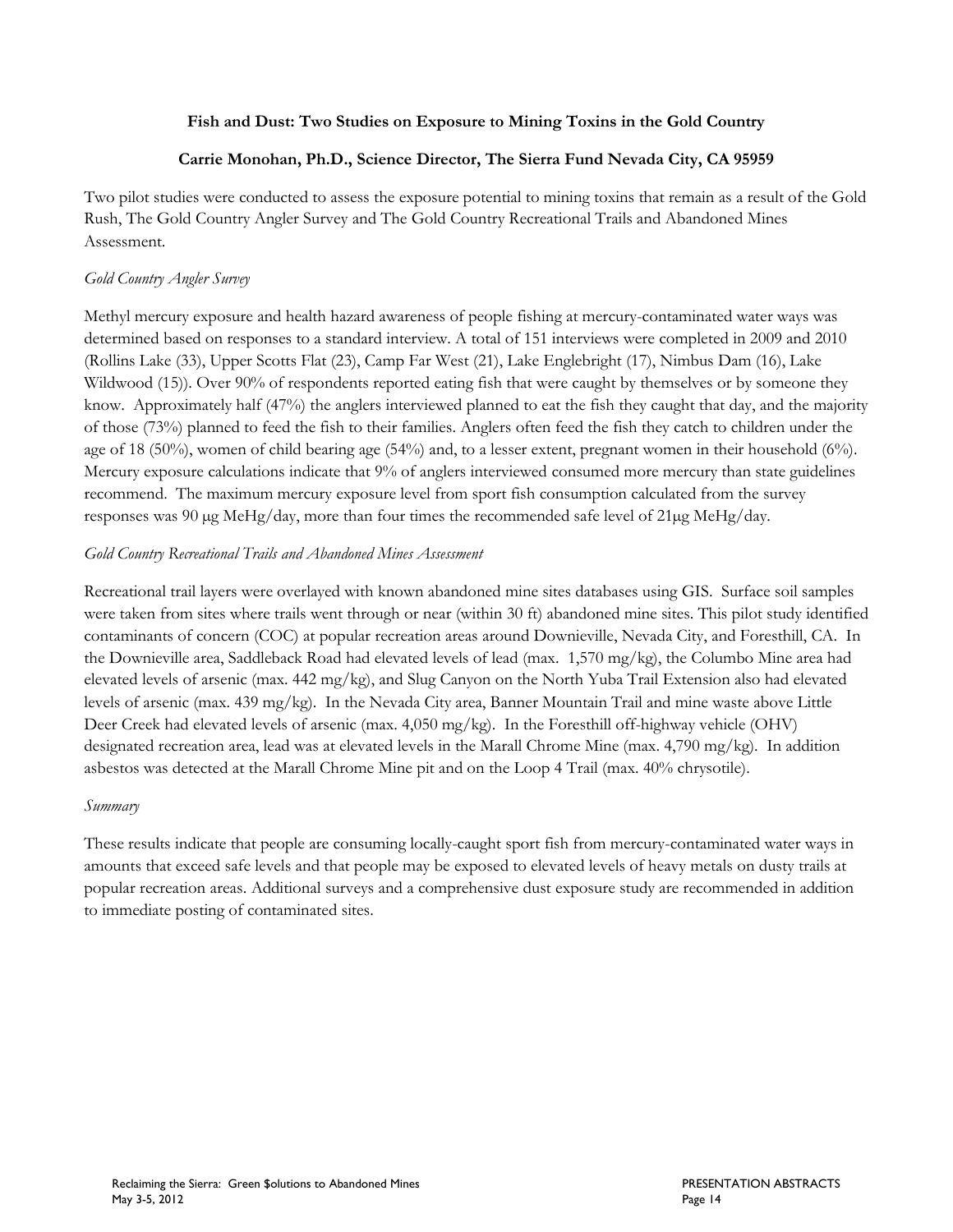**Fish and Dust: Two Studies on Exposure to Mining Toxins in the Gold Country**

**Carrie Monohan, Ph.D., Science Director, The Sierra Fund Nevada City, CA 95959**

Two pilot studies were conducted to assess the exposure potential to mining toxins that remain as a result of the Gold Rush, The Gold Country Angler Survey and The Gold Country Recreational Trails and Abandoned Mines Assessment.

*Gold Country Angler Survey*

Methyl mercury exposure and health hazard awareness of people fishing at mercury-contaminated water ways was determined based on responses to a standard interview. A total of 151 interviews were completed in 2009 and 2010 (Rollins Lake (33), Upper Scotts Flat (23), Camp Far West (21), Lake Englebright (17), Nimbus Dam (16), Lake Wildwood (15)). Over 90% of respondents reported eating fish that were caught by themselves or by someone they know. Approximately half (47%) the anglers interviewed planned to eat the fish they caught that day, and the majority of those (73%) planned to feed the fish to their families. Anglers often feed the fish they catch to children under the age of 18 (50%), women of child bearing age (54%) and, to a lesser extent, pregnant women in their household (6%). Mercury exposure calculations indicate that 9% of anglers interviewed consumed more mercury than state guidelines recommend. The maximum mercury exposure level from sport fish consumption calculated from the survey responses was 90 μg MeHg/day, more than four times the recommended safe level of 21μg MeHg/day.

*Gold Country Recreational Trails and Abandoned Mines Assessment*

Recreational trail layers were overlayed with known abandoned mine sites databases using GIS. Surface soil samples were taken from sites where trails went through or near (within 30 ft) abandoned mine sites. This pilot study identified contaminants of concern (COC) at popular recreation areas around Downieville, Nevada City, and Foresthill, CA. In the Downieville area, Saddleback Road had elevated levels of lead (max. 1,570 mg/kg), the Columbo Mine area had elevated levels of arsenic (max. 442 mg/kg), and Slug Canyon on the North Yuba Trail Extension also had elevated levels of arsenic (max. 439 mg/kg). In the Nevada City area, Banner Mountain Trail and mine waste above Little Deer Creek had elevated levels of arsenic (max. 4,050 mg/kg). In the Foresthill off-highway vehicle (OHV) designated recreation area, lead was at elevated levels in the Marall Chrome Mine (max. 4,790 mg/kg). In addition asbestos was detected at the Marall Chrome Mine pit and on the Loop 4 Trail (max. 40% chrysotile).

*Summary*

These results indicate that people are consuming locally-caught sport fish from mercury-contaminated water ways in amounts that exceed safe levels and that people may be exposed to elevated levels of heavy metals on dusty trails at popular recreation areas. Additional surveys and a comprehensive dust exposure study are recommended in addition to immediate posting of contaminated sites.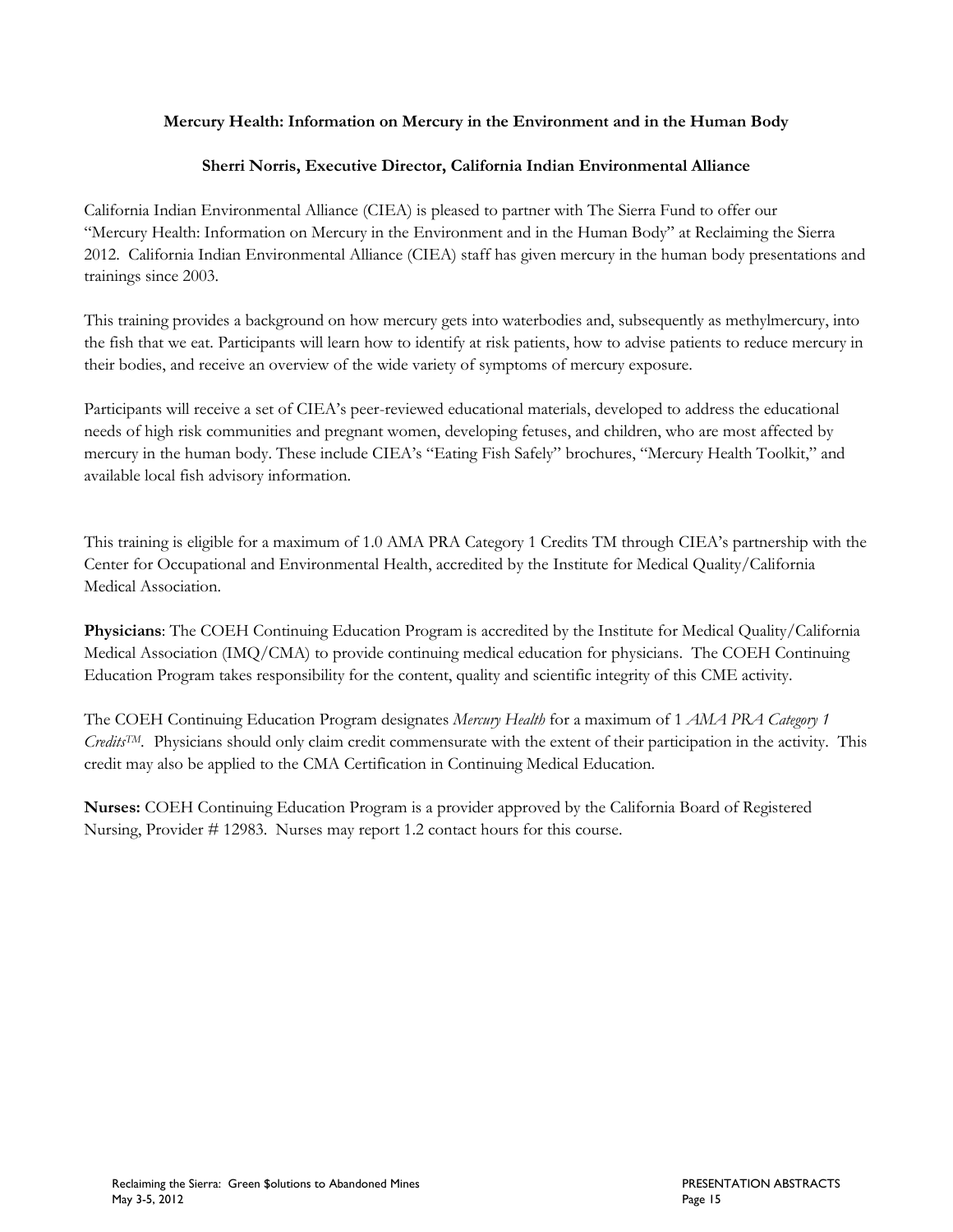**Mercury Health: Information on Mercury in the Environment and in the Human Body**

**Sherri Norris, Executive Director, California Indian Environmental Alliance**

California Indian Environmental Alliance (CIEA) is pleased to partner with The Sierra Fund to offer our "Mercury Health: Information on Mercury in the Environment and in the Human Body" at Reclaiming the Sierra 2012. California Indian Environmental Alliance (CIEA) staff has given mercury in the human body presentations and trainings since 2003.

This training provides a background on how mercury gets into waterbodies and, subsequently as methylmercury, into the fish that we eat. Participants will learn how to identify at risk patients, how to advise patients to reduce mercury in their bodies, and receive an overview of the wide variety of symptoms of mercury exposure.

Participants will receive a set of CIEA's peer-reviewed educational materials, developed to address the educational needs of high risk communities and pregnant women, developing fetuses, and children, who are most affected by mercury in the human body. These include CIEA's "Eating Fish Safely" brochures, "Mercury Health Toolkit," and available local fish advisory information.

This training is eligible for a maximum of 1.0 AMA PRA Category 1 Credits TM through CIEA's partnership with the Center for Occupational and Environmental Health, accredited by the Institute for Medical Quality/California Medical Association.

**Physicians**: The COEH Continuing Education Program is accredited by the Institute for Medical Quality/California Medical Association (IMQ/CMA) to provide continuing medical education for physicians. The COEH Continuing Education Program takes responsibility for the content, quality and scientific integrity of this CME activity.

The COEH Continuing Education Program designates *Mercury Health* for a maximum of 1 *AMA PRA Category 1 Credits™*. Physicians should only claim credit commensurate with the extent of their participation in the activity. This credit may also be applied to the CMA Certification in Continuing Medical Education.

**Nurses:** COEH Continuing Education Program is a provider approved by the California Board of Registered Nursing, Provider # 12983. Nurses may report 1.2 contact hours for this course.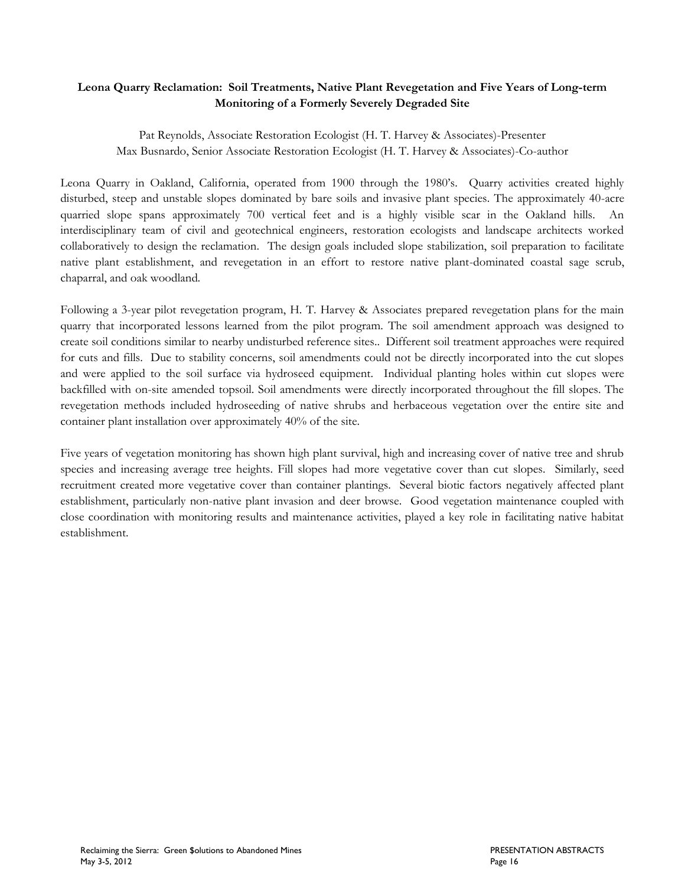**Leona Quarry Reclamation: Soil Treatments, Native Plant Revegetation and Five Years of Long-term Monitoring of a Formerly Severely Degraded Site**

Pat Reynolds, Associate Restoration Ecologist (H. T. Harvey & Associates)-Presenter
Max Busnardo, Senior Associate Restoration Ecologist (H. T. Harvey & Associates)-Co-author

Leona Quarry in Oakland, California, operated from 1900 through the 1980's. Quarry activities created highly disturbed, steep and unstable slopes dominated by bare soils and invasive plant species. The approximately 40-acre quarried slope spans approximately 700 vertical feet and is a highly visible scar in the Oakland hills. An interdisciplinary team of civil and geotechnical engineers, restoration ecologists and landscape architects worked collaboratively to design the reclamation. The design goals included slope stabilization, soil preparation to facilitate native plant establishment, and revegetation in an effort to restore native plant-dominated coastal sage scrub, chaparral, and oak woodland.

Following a 3-year pilot revegetation program, H. T. Harvey & Associates prepared revegetation plans for the main quarry that incorporated lessons learned from the pilot program. The soil amendment approach was designed to create soil conditions similar to nearby undisturbed reference sites.. Different soil treatment approaches were required for cuts and fills. Due to stability concerns, soil amendments could not be directly incorporated into the cut slopes and were applied to the soil surface via hydroseed equipment. Individual planting holes within cut slopes were backfilled with on-site amended topsoil. Soil amendments were directly incorporated throughout the fill slopes. The revegetation methods included hydroseeding of native shrubs and herbaceous vegetation over the entire site and container plant installation over approximately 40% of the site.

Five years of vegetation monitoring has shown high plant survival, high and increasing cover of native tree and shrub species and increasing average tree heights. Fill slopes had more vegetative cover than cut slopes. Similarly, seed recruitment created more vegetative cover than container plantings. Several biotic factors negatively affected plant establishment, particularly non-native plant invasion and deer browse. Good vegetation maintenance coupled with close coordination with monitoring results and maintenance activities, played a key role in facilitating native habitat establishment.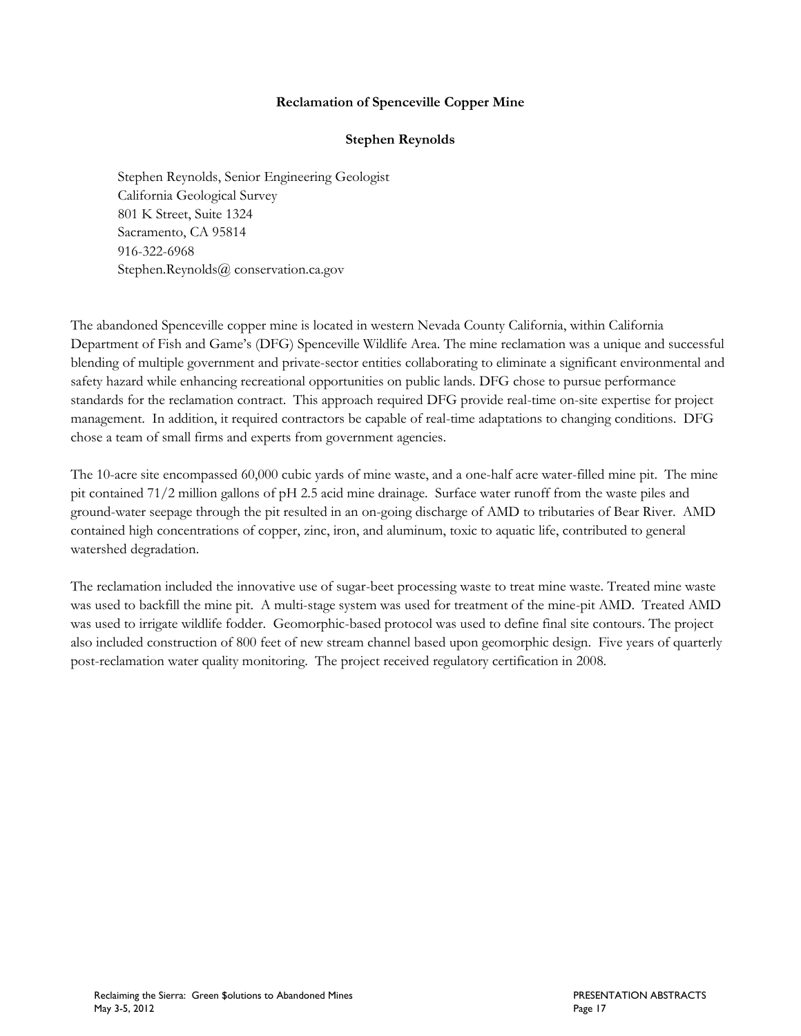# Reclamation of Spenceville Copper Mine

## Stephen Reynolds

Stephen Reynolds, Senior Engineering Geologist
California Geological Survey
801 K Street, Suite 1324
Sacramento, CA 95814
916-322-6968
Stephen.Reynolds@ conservation.ca.gov

The abandoned Spenceville copper mine is located in western Nevada County California, within California Department of Fish and Game's (DFG) Spenceville Wildlife Area. The mine reclamation was a unique and successful blending of multiple government and private-sector entities collaborating to eliminate a significant environmental and safety hazard while enhancing recreational opportunities on public lands. DFG chose to pursue performance standards for the reclamation contract. This approach required DFG provide real-time on-site expertise for project management. In addition, it required contractors be capable of real-time adaptations to changing conditions. DFG chose a team of small firms and experts from government agencies.

The 10-acre site encompassed 60,000 cubic yards of mine waste, and a one-half acre water-filled mine pit. The mine pit contained 71/2 million gallons of pH 2.5 acid mine drainage. Surface water runoff from the waste piles and ground-water seepage through the pit resulted in an on-going discharge of AMD to tributaries of Bear River. AMD contained high concentrations of copper, zinc, iron, and aluminum, toxic to aquatic life, contributed to general watershed degradation.

The reclamation included the innovative use of sugar-beet processing waste to treat mine waste. Treated mine waste was used to backfill the mine pit. A multi-stage system was used for treatment of the mine-pit AMD. Treated AMD was used to irrigate wildlife fodder. Geomorphic-based protocol was used to define final site contours. The project also included construction of 800 feet of new stream channel based upon geomorphic design. Five years of quarterly post-reclamation water quality monitoring. The project received regulatory certification in 2008.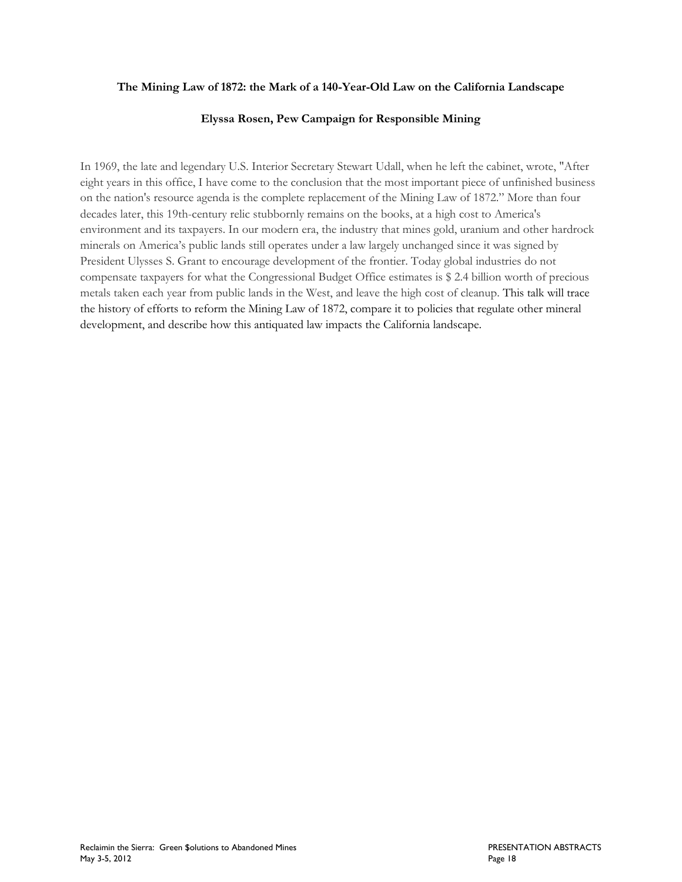**The Mining Law of 1872: the Mark of a 140-Year-Old Law on the California Landscape**

**Elyssa Rosen, Pew Campaign for Responsible Mining**

In 1969, the late and legendary U.S. Interior Secretary Stewart Udall, when he left the cabinet, wrote, "After eight years in this office, I have come to the conclusion that the most important piece of unfinished business on the nation's resource agenda is the complete replacement of the Mining Law of 1872." More than four decades later, this 19th-century relic stubbornly remains on the books, at a high cost to America's environment and its taxpayers. In our modern era, the industry that mines gold, uranium and other hardrock minerals on America's public lands still operates under a law largely unchanged since it was signed by President Ulysses S. Grant to encourage development of the frontier. Today global industries do not compensate taxpayers for what the Congressional Budget Office estimates is $ 2.4 billion worth of precious metals taken each year from public lands in the West, and leave the high cost of cleanup. This talk will trace the history of efforts to reform the Mining Law of 1872, compare it to policies that regulate other mineral development, and describe how this antiquated law impacts the California landscape.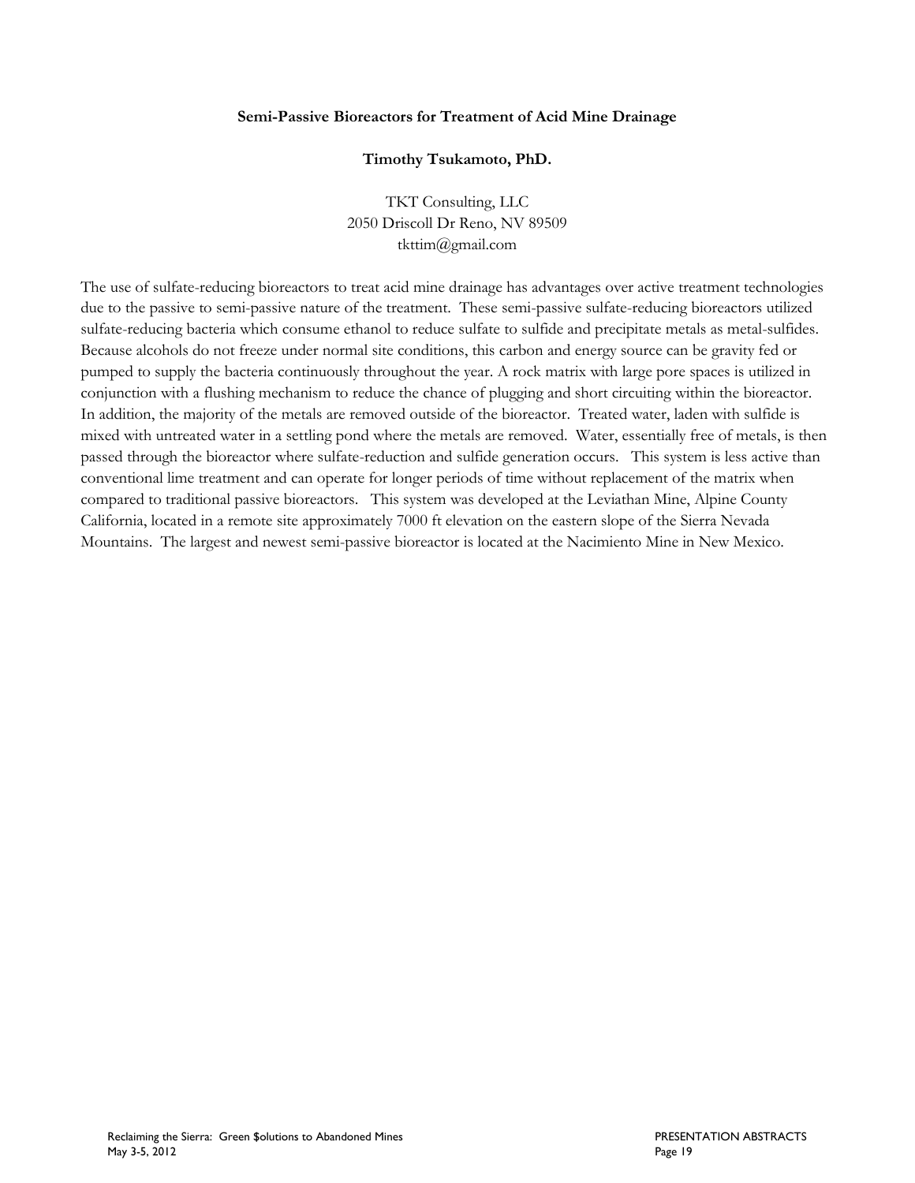**Semi-Passive Bioreactors for Treatment of Acid Mine Drainage**

**Timothy Tsukamoto, PhD.**

TKT Consulting, LLC
2050 Driscoll Dr Reno, NV 89509
tkttim@gmail.com

The use of sulfate-reducing bioreactors to treat acid mine drainage has advantages over active treatment technologies due to the passive to semi-passive nature of the treatment. These semi-passive sulfate-reducing bioreactors utilized sulfate-reducing bacteria which consume ethanol to reduce sulfate to sulfide and precipitate metals as metal-sulfides. Because alcohols do not freeze under normal site conditions, this carbon and energy source can be gravity fed or pumped to supply the bacteria continuously throughout the year. A rock matrix with large pore spaces is utilized in conjunction with a flushing mechanism to reduce the chance of plugging and short circuiting within the bioreactor. In addition, the majority of the metals are removed outside of the bioreactor. Treated water, laden with sulfide is mixed with untreated water in a settling pond where the metals are removed. Water, essentially free of metals, is then passed through the bioreactor where sulfate-reduction and sulfide generation occurs. This system is less active than conventional lime treatment and can operate for longer periods of time without replacement of the matrix when compared to traditional passive bioreactors. This system was developed at the Leviathan Mine, Alpine County California, located in a remote site approximately 7000 ft elevation on the eastern slope of the Sierra Nevada Mountains. The largest and newest semi-passive bioreactor is located at the Nacimiento Mine in New Mexico.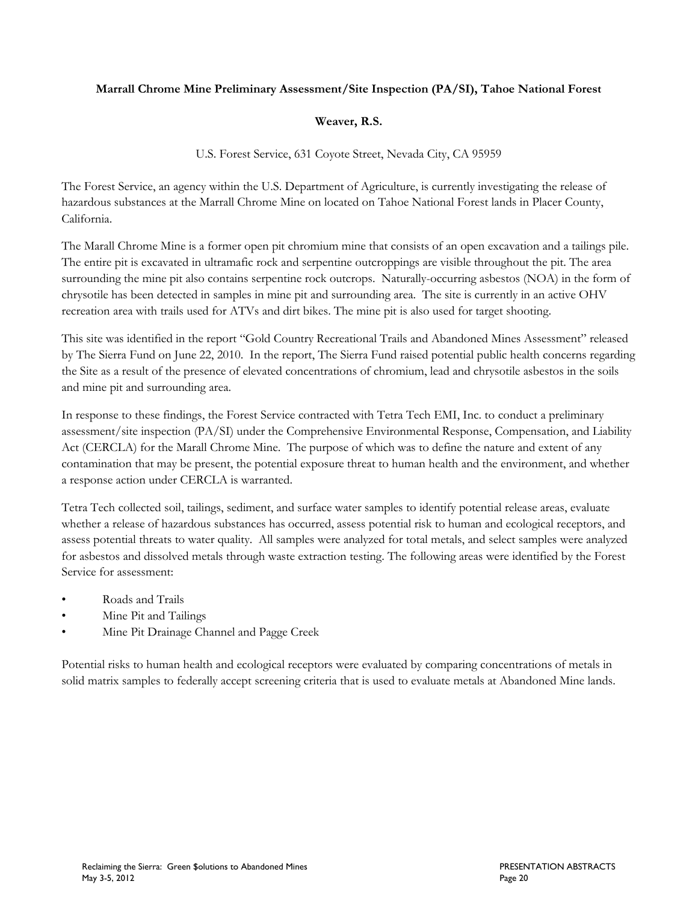**Marrall Chrome Mine Preliminary Assessment/Site Inspection (PA/SI), Tahoe National Forest**

**Weaver, R.S.**

U.S. Forest Service, 631 Coyote Street, Nevada City, CA 95959

The Forest Service, an agency within the U.S. Department of Agriculture, is currently investigating the release of hazardous substances at the Marrall Chrome Mine on located on Tahoe National Forest lands in Placer County, California.

The Marall Chrome Mine is a former open pit chromium mine that consists of an open excavation and a tailings pile. The entire pit is excavated in ultramafic rock and serpentine outcroppings are visible throughout the pit. The area surrounding the mine pit also contains serpentine rock outcrops. Naturally-occurring asbestos (NOA) in the form of chrysotile has been detected in samples in mine pit and surrounding area. The site is currently in an active OHV recreation area with trails used for ATVs and dirt bikes. The mine pit is also used for target shooting.

This site was identified in the report "Gold Country Recreational Trails and Abandoned Mines Assessment" released by The Sierra Fund on June 22, 2010. In the report, The Sierra Fund raised potential public health concerns regarding the Site as a result of the presence of elevated concentrations of chromium, lead and chrysotile asbestos in the soils and mine pit and surrounding area.

In response to these findings, the Forest Service contracted with Tetra Tech EMI, Inc. to conduct a preliminary assessment/site inspection (PA/SI) under the Comprehensive Environmental Response, Compensation, and Liability Act (CERCLA) for the Marall Chrome Mine. The purpose of which was to define the nature and extent of any contamination that may be present, the potential exposure threat to human health and the environment, and whether a response action under CERCLA is warranted.

Tetra Tech collected soil, tailings, sediment, and surface water samples to identify potential release areas, evaluate whether a release of hazardous substances has occurred, assess potential risk to human and ecological receptors, and assess potential threats to water quality. All samples were analyzed for total metals, and select samples were analyzed for asbestos and dissolved metals through waste extraction testing. The following areas were identified by the Forest Service for assessment:

- Roads and Trails
- Mine Pit and Tailings
- Mine Pit Drainage Channel and Pagge Creek

Potential risks to human health and ecological receptors were evaluated by comparing concentrations of metals in solid matrix samples to federally accept screening criteria that is used to evaluate metals at Abandoned Mine lands.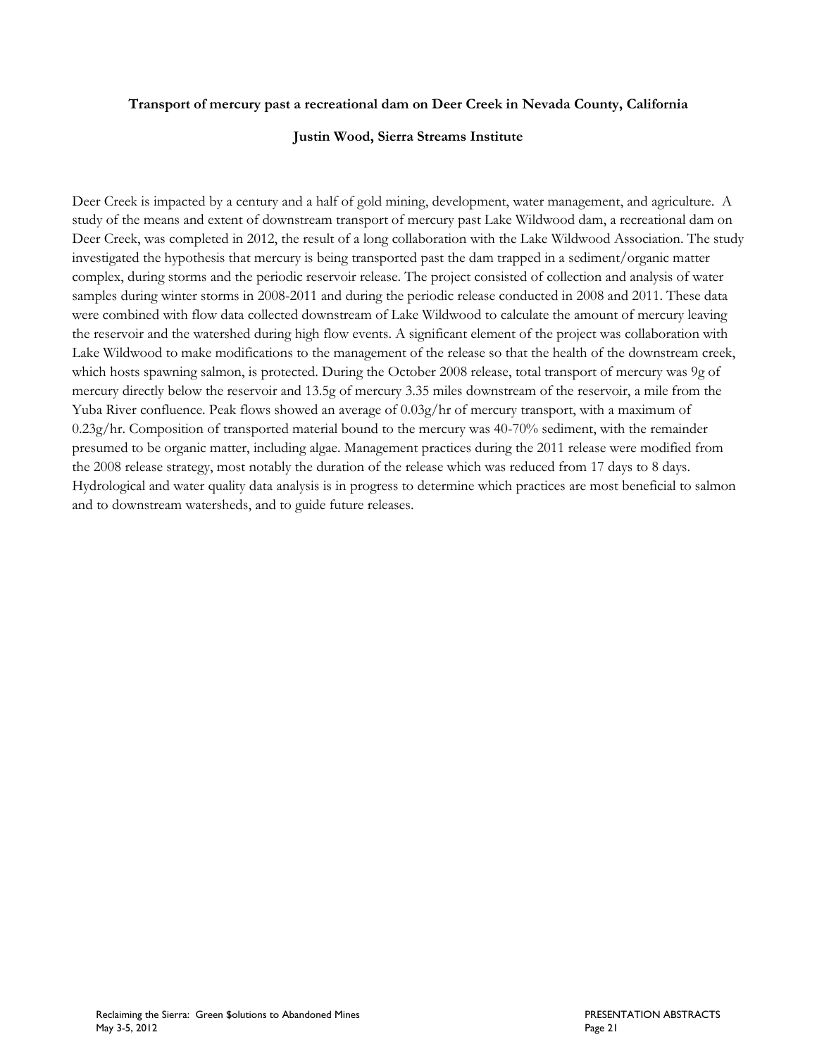**Transport of mercury past a recreational dam on Deer Creek in Nevada County, California**

**Justin Wood, Sierra Streams Institute**

Deer Creek is impacted by a century and a half of gold mining, development, water management, and agriculture. A study of the means and extent of downstream transport of mercury past Lake Wildwood dam, a recreational dam on Deer Creek, was completed in 2012, the result of a long collaboration with the Lake Wildwood Association. The study investigated the hypothesis that mercury is being transported past the dam trapped in a sediment/organic matter complex, during storms and the periodic reservoir release. The project consisted of collection and analysis of water samples during winter storms in 2008-2011 and during the periodic release conducted in 2008 and 2011. These data were combined with flow data collected downstream of Lake Wildwood to calculate the amount of mercury leaving the reservoir and the watershed during high flow events. A significant element of the project was collaboration with Lake Wildwood to make modifications to the management of the release so that the health of the downstream creek, which hosts spawning salmon, is protected. During the October 2008 release, total transport of mercury was 9g of mercury directly below the reservoir and 13.5g of mercury 3.35 miles downstream of the reservoir, a mile from the Yuba River confluence. Peak flows showed an average of 0.03g/hr of mercury transport, with a maximum of 0.23g/hr. Composition of transported material bound to the mercury was 40-70% sediment, with the remainder presumed to be organic matter, including algae. Management practices during the 2011 release were modified from the 2008 release strategy, most notably the duration of the release which was reduced from 17 days to 8 days. Hydrological and water quality data analysis is in progress to determine which practices are most beneficial to salmon and to downstream watersheds, and to guide future releases.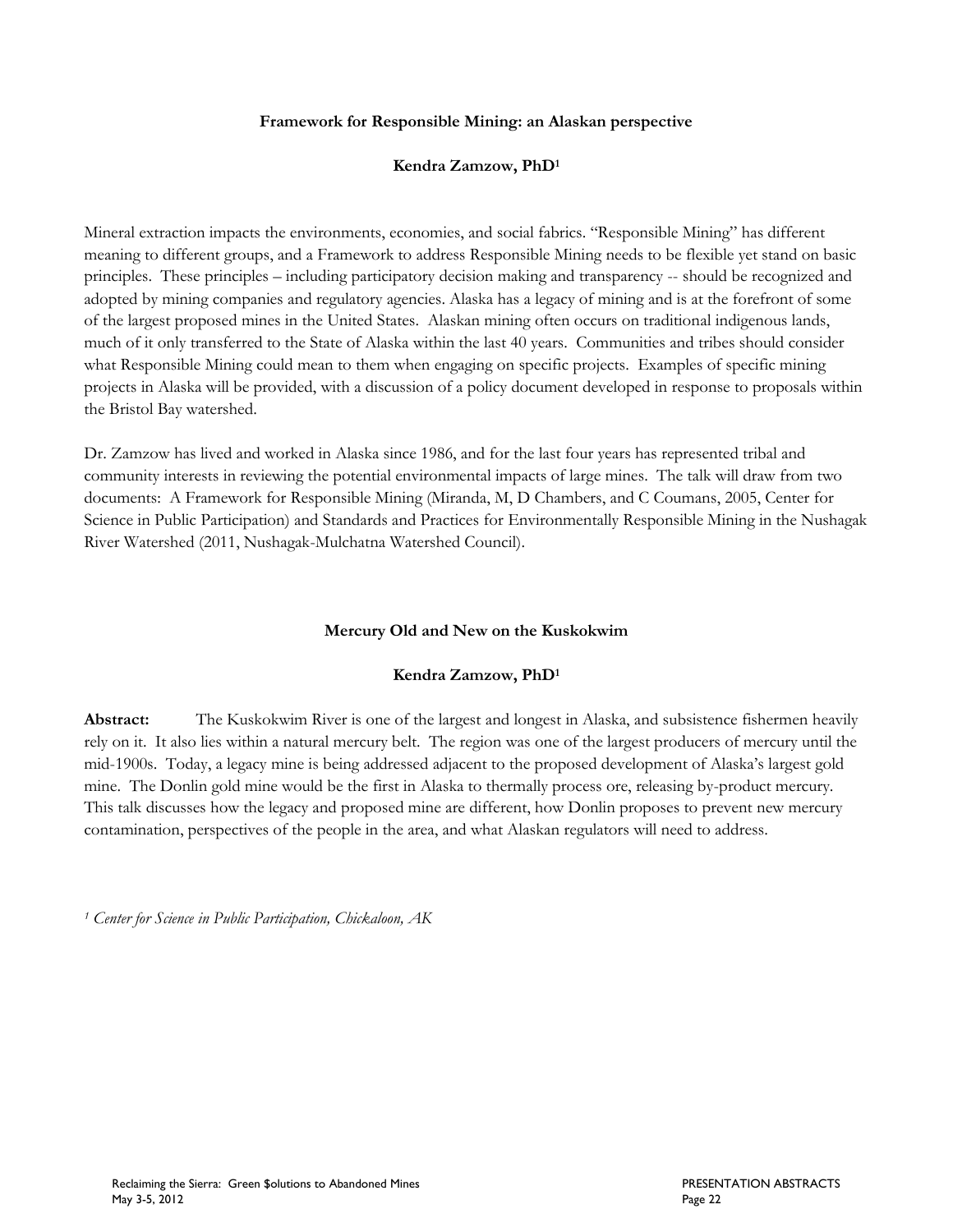### Framework for Responsible Mining: an Alaskan perspective

**Kendra Zamzow, PhD[1]**

Mineral extraction impacts the environments, economies, and social fabrics. "Responsible Mining" has different meaning to different groups, and a Framework to address Responsible Mining needs to be flexible yet stand on basic principles. These principles – including participatory decision making and transparency -- should be recognized and adopted by mining companies and regulatory agencies. Alaska has a legacy of mining and is at the forefront of some of the largest proposed mines in the United States. Alaskan mining often occurs on traditional indigenous lands, much of it only transferred to the State of Alaska within the last 40 years. Communities and tribes should consider what Responsible Mining could mean to them when engaging on specific projects. Examples of specific mining projects in Alaska will be provided, with a discussion of a policy document developed in response to proposals within the Bristol Bay watershed.

Dr. Zamzow has lived and worked in Alaska since 1986, and for the last four years has represented tribal and community interests in reviewing the potential environmental impacts of large mines. The talk will draw from two documents: A Framework for Responsible Mining (Miranda, M, D Chambers, and C Coumans, 2005, Center for Science in Public Participation) and Standards and Practices for Environmentally Responsible Mining in the Nushagak River Watershed (2011, Nushagak-Mulchatna Watershed Council).

### Mercury Old and New on the Kuskokwim

**Kendra Zamzow, PhD[1]**

**Abstract:** The Kuskokwim River is one of the largest and longest in Alaska, and subsistence fishermen heavily rely on it. It also lies within a natural mercury belt. The region was one of the largest producers of mercury until the mid-1900s. Today, a legacy mine is being addressed adjacent to the proposed development of Alaska's largest gold mine. The Donlin gold mine would be the first in Alaska to thermally process ore, releasing by-product mercury. This talk discusses how the legacy and proposed mine are different, how Donlin proposes to prevent new mercury contamination, perspectives of the people in the area, and what Alaskan regulators will need to address.

*[1] Center for Science in Public Participation, Chickaloon, AK*